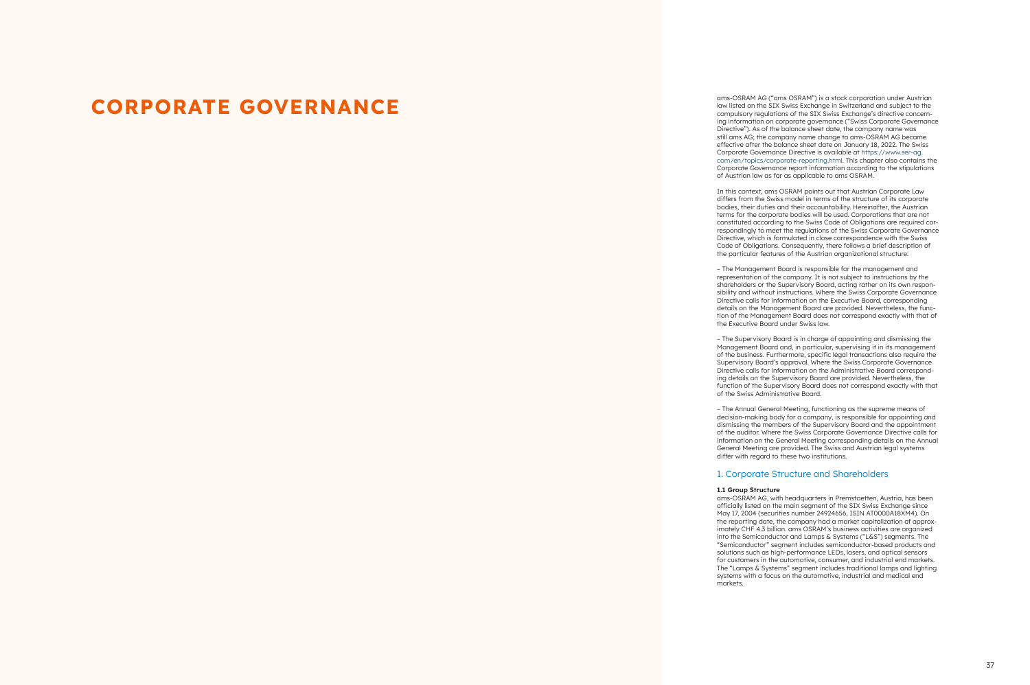# CORPORATE GOVERNANCE

ams-OSRAM AG ("ams OSRAM") is a stock corporation under Austrian law listed on the SIX Swiss Exchange in Switzerland and subject to the compulsory regulations of the SIX Swiss Exchange's directive concerning information on corporate governance ("Swiss Corporate Governance Directive"). As of the balance sheet date, the company name was still ams AG; the company name change to ams-OSRAM AG became effective after the balance sheet date on January 18, 2022. The Swiss Corporate Governance Directive is available at https://www.ser-ag.com/en/topics/corporate-reporting.html. This chapter also contains the Corporate Governance report information according to the stipulations of Austrian law as far as applicable to ams OSRAM.

In this context, ams OSRAM points out that Austrian Corporate Law differs from the Swiss model in terms of the structure of its corporate bodies, their duties and their accountability. Hereinafter, the Austrian terms for the corporate bodies will be used. Corporations that are not constituted according to the Swiss Code of Obligations are required correspondingly to meet the regulations of the Swiss Corporate Governance Directive, which is formulated in close correspondence with the Swiss Code of Obligations. Consequently, there follows a brief description of the particular features of the Austrian organizational structure:

– The Management Board is responsible for the management and representation of the company. It is not subject to instructions by the shareholders or the Supervisory Board, acting rather on its own responsibility and without instructions. Where the Swiss Corporate Governance Directive calls for information on the Executive Board, corresponding details on the Management Board are provided. Nevertheless, the function of the Management Board does not correspond exactly with that of the Executive Board under Swiss law.

– The Supervisory Board is in charge of appointing and dismissing the Management Board and, in particular, supervising it in its management of the business. Furthermore, specific legal transactions also require the Supervisory Board's approval. Where the Swiss Corporate Governance Directive calls for information on the Administrative Board corresponding details on the Supervisory Board are provided. Nevertheless, the function of the Supervisory Board does not correspond exactly with that of the Swiss Administrative Board.

– The Annual General Meeting, functioning as the supreme means of decision-making body for a company, is responsible for appointing and dismissing the members of the Supervisory Board and the appointment of the auditor. Where the Swiss Corporate Governance Directive calls for information on the General Meeting corresponding details on the Annual General Meeting are provided. The Swiss and Austrian legal systems differ with regard to these two institutions.

## 1. Corporate Structure and Shareholders

**1.1 Group Structure**

ams-OSRAM AG, with headquarters in Premstaetten, Austria, has been officially listed on the main segment of the SIX Swiss Exchange since May 17, 2004 (securities number 24924656, ISIN AT0000A18XM4). On the reporting date, the company had a market capitalization of approximately CHF 4.3 billion. ams OSRAM's business activities are organized into the Semiconductor and Lamps & Systems ("L&S") segments. The "Semiconductor" segment includes semiconductor-based products and solutions such as high-performance LEDs, lasers, and optical sensors for customers in the automotive, consumer, and industrial end markets. The "Lamps & Systems" segment includes traditional lamps and lighting systems with a focus on the automotive, industrial and medical end markets.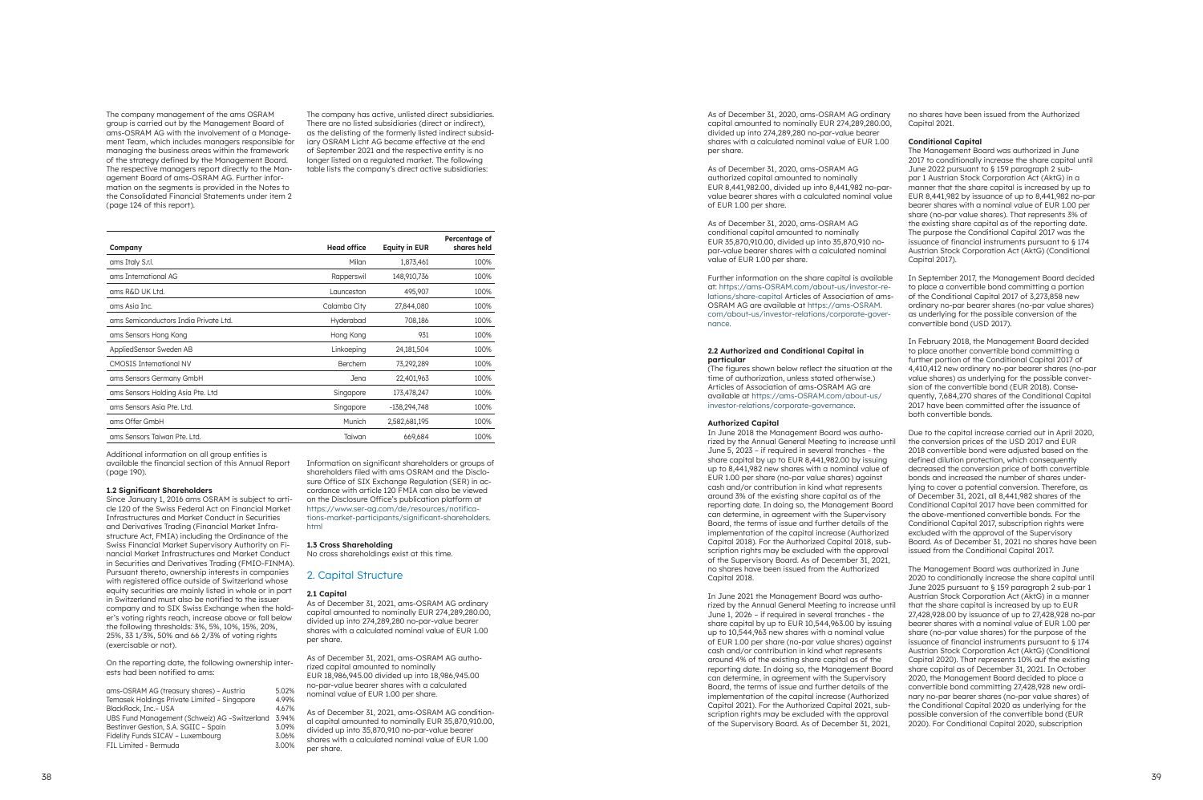The company management of the ams OSRAM group is carried out by the Management Board of ams-OSRAM AG with the involvement of a Management Team, which includes managers responsible for managing the business areas within the framework of the strategy defined by the Management Board. The respective managers report directly to the Management Board of ams-OSRAM AG. Further information on the segments is provided in the Notes to the Consolidated Financial Statements under item 2 (page 124 of this report).

The company has active, unlisted direct subsidiaries. There are no listed subsidiaries (direct or indirect), as the delisting of the formerly listed indirect subsidiary OSRAM Licht AG became effective at the end of September 2021 and the respective entity is no longer listed on a regulated market. The following table lists the company's direct active subsidiaries:

| Company | Head office | Equity in EUR | Percentage of shares held |
|---|---|---|---|
| ams Italy S.r.l. | Milan | 1,873,461 | 100% |
| ams International AG | Rapperswil | 148,910,736 | 100% |
| ams R&D UK Ltd. | Launceston | 495,907 | 100% |
| ams Asia Inc. | Calamba City | 27,844,080 | 100% |
| ams Semiconductors India Private Ltd. | Hyderabad | 708,186 | 100% |
| ams Sensors Hong Kong | Hong Kong | 931 | 100% |
| AppliedSensor Sweden AB | Linkoeping | 24,181,504 | 100% |
| CMOSIS International NV | Berchem | 73,292,289 | 100% |
| ams Sensors Germany GmbH | Jena | 22,401,963 | 100% |
| ams Sensors Holding Asia Pte. Ltd | Singapore | 173,478,247 | 100% |
| ams Sensors Asia Pte. Ltd. | Singapore | -138,294,748 | 100% |
| ams Offer GmbH | Munich | 2,582,681,195 | 100% |
| ams Sensors Taiwan Pte. Ltd. | Taiwan | 669,684 | 100% |

Additional information on all group entities is available the financial section of this Annual Report (page 190).

**1.2 Significant Shareholders**

Since January 1, 2016 ams OSRAM is subject to article 120 of the Swiss Federal Act on Financial Market Infrastructures and Market Conduct in Securities and Derivatives Trading (Financial Market Infrastructure Act, FMIA) including the Ordinance of the Swiss Financial Market Supervisory Authority on Financial Market Infrastructures and Market Conduct in Securities and Derivatives Trading (FMIO-FINMA). Pursuant thereto, ownership interests in companies with registered office outside of Switzerland whose equity securities are mainly listed in whole or in part in Switzerland must also be notified to the issuer company and to SIX Swiss Exchange when the holder's voting rights reach, increase above or fall below the following thresholds: 3%, 5%, 10%, 15%, 20%, 25%, 33 1/3%, 50% and 66 2/3% of voting rights (exercisable or not).

On the reporting date, the following ownership interests had been notified to ams:

| | |
|---|---|
| ams-OSRAM AG (treasury shares) – Austria | 5.02% |
| Temasek Holdings Private Limited – Singapore | 4.99% |
| BlackRock, Inc.– USA | 4.67% |
| UBS Fund Management (Schweiz) AG –Switzerland | 3.94% |
| Bestinver Gestion, S.A. SGIIC – Spain | 3.09% |
| Fidelity Funds SICAV – Luxembourg | 3.06% |
| FIL Limited - Bermuda | 3.00% |

Information on significant shareholders or groups of shareholders filed with ams OSRAM and the Disclosure Office of SIX Exchange Regulation (SER) in accordance with article 120 FMIA can also be viewed on the Disclosure Office's publication platform at https://www.ser-ag.com/de/resources/notifications-market-participants/significant-shareholders.html

**1.3 Cross Shareholding**

No cross shareholdings exist at this time.

## 2. Capital Structure

**2.1 Capital**

As of December 31, 2021, ams-OSRAM AG ordinary capital amounted to nominally EUR 274,289,280.00, divided up into 274,289,280 no-par-value bearer shares with a calculated nominal value of EUR 1.00 per share.

As of December 31, 2021, ams-OSRAM AG authorized capital amounted to nominally EUR 18,986,945.00 divided up into 18,986,945.00 no-par-value bearer shares with a calculated nominal value of EUR 1.00 per share.

As of December 31, 2021, ams-OSRAM AG conditional capital amounted to nominally EUR 35,870,910.00, divided up into 35,870,910 no-par-value bearer shares with a calculated nominal value of EUR 1.00 per share.

As of December 31, 2020, ams-OSRAM AG ordinary capital amounted to nominally EUR 274,289,280.00, divided up into 274,289,280 no-par-value bearer shares with a calculated nominal value of EUR 1.00 per share.

As of December 31, 2020, ams-OSRAM AG authorized capital amounted to nominally EUR 8,441,982.00, divided up into 8,441,982 no-par-value bearer shares with a calculated nominal value of EUR 1.00 per share.

As of December 31, 2020, ams-OSRAM AG conditional capital amounted to nominally EUR 35,870,910.00, divided up into 35,870,910 no-par-value bearer shares with a calculated nominal value of EUR 1.00 per share.

Further information on the share capital is available at: https://ams-OSRAM.com/about-us/investor-relations/share-capital Articles of Association of ams-OSRAM AG are available at https://ams-OSRAM.com/about-us/investor-relations/corporate-governance.

**2.2 Authorized and Conditional Capital in particular**

(The figures shown below reflect the situation at the time of authorization, unless stated otherwise.) Articles of Association of ams-OSRAM AG are available at https://ams-OSRAM.com/about-us/investor-relations/corporate-governance.

**Authorized Capital**

In June 2018 the Management Board was authorized by the Annual General Meeting to increase until June 5, 2023 – if required in several tranches - the share capital by up to EUR 8,441,982.00 by issuing up to 8,441,982 new shares with a nominal value of EUR 1.00 per share (no-par value shares) against cash and/or contribution in kind what represents around 3% of the existing share capital as of the reporting date. In doing so, the Management Board can determine, in agreement with the Supervisory Board, the terms of issue and further details of the implementation of the capital increase (Authorized Capital 2018). For the Authorized Capital 2018, subscription rights may be excluded with the approval of the Supervisory Board. As of December 31, 2021, no shares have been issued from the Authorized Capital 2018.

In June 2021 the Management Board was authorized by the Annual General Meeting to increase until June 1, 2026 – if required in several tranches - the share capital by up to EUR 10,544,963.00 by issuing up to 10,544,963 new shares with a nominal value of EUR 1.00 per share (no-par value shares) against cash and/or contribution in kind what represents around 4% of the existing share capital as of the reporting date. In doing so, the Management Board can determine, in agreement with the Supervisory Board, the terms of issue and further details of the implementation of the capital increase (Authorized Capital 2021). For the Authorized Capital 2021, subscription rights may be excluded with the approval of the Supervisory Board. As of December 31, 2021, no shares have been issued from the Authorized Capital 2021.

**Conditional Capital**

The Management Board was authorized in June 2017 to conditionally increase the share capital until June 2022 pursuant to § 159 paragraph 2 sub-par 1 Austrian Stock Corporation Act (AktG) in a manner that the share capital is increased by up to EUR 8,441,982 by issuance of up to 8,441,982 no-par bearer shares with a nominal value of EUR 1.00 per share (no-par value shares). That represents 3% of the existing share capital as of the reporting date. The purpose the Conditional Capital 2017 was the issuance of financial instruments pursuant to § 174 Austrian Stock Corporation Act (AktG) (Conditional Capital 2017).

In September 2017, the Management Board decided to place a convertible bond committing a portion of the Conditional Capital 2017 of 3,273,858 new ordinary no-par bearer shares (no-par value shares) as underlying for the possible conversion of the convertible bond (USD 2017).

In February 2018, the Management Board decided to place another convertible bond committing a further portion of the Conditional Capital 2017 of 4,410,412 new ordinary no-par bearer shares (no-par value shares) as underlying for the possible conversion of the convertible bond (EUR 2018). Consequently, 7,684,270 shares of the Conditional Capital 2017 have been committed after the issuance of both convertible bonds.

Due to the capital increase carried out in April 2020, the conversion prices of the USD 2017 and EUR 2018 convertible bond were adjusted based on the defined dilution protection, which consequently decreased the conversion price of both convertible bonds and increased the number of shares underlying to cover a potential conversion. Therefore, as of December 31, 2021, all 8,441,982 shares of the Conditional Capital 2017 have been committed for the above-mentioned convertible bonds. For the Conditional Capital 2017, subscription rights were excluded with the approval of the Supervisory Board. As of December 31, 2021 no shares have been issued from the Conditional Capital 2017.

The Management Board was authorized in June 2020 to conditionally increase the share capital until June 2025 pursuant to § 159 paragraph 2 sub-par 1 Austrian Stock Corporation Act (AktG) in a manner that the share capital is increased by up to EUR 27,428,928.00 by issuance of up to 27,428,928 no-par bearer shares with a nominal value of EUR 1.00 per share (no-par value shares) for the purpose of the issuance of financial instruments pursuant to § 174 Austrian Stock Corporation Act (AktG) (Conditional Capital 2020). That represents 10% auf the existing share capital as of December 31, 2021. In October 2020, the Management Board decided to place a convertible bond committing 27,428,928 new ordinary no-par bearer shares (no-par value shares) of the Conditional Capital 2020 as underlying for the possible conversion of the convertible bond (EUR 2020). For Conditional Capital 2020, subscription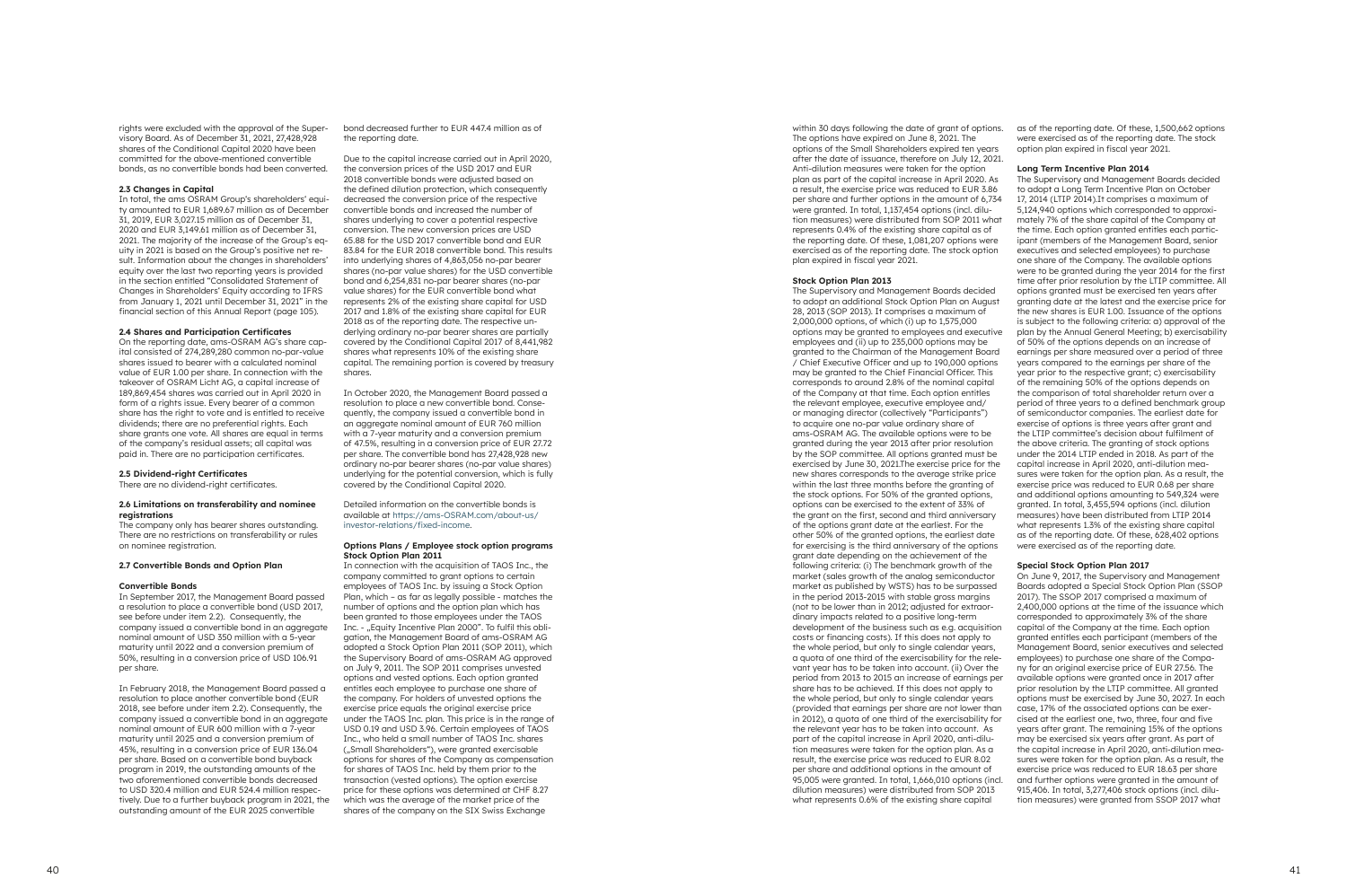rights were excluded with the approval of the Supervisory Board. As of December 31, 2021, 27,428,928 shares of the Conditional Capital 2020 have been committed for the above-mentioned convertible bonds, as no convertible bonds had been converted.

### 2.3 Changes in Capital

In total, the ams OSRAM Group's shareholders' equity amounted to EUR 1,689.67 million as of December 31, 2019, EUR 3,027.15 million as of December 31, 2020 and EUR 3,149.61 million as of December 31, 2021. The majority of the increase of the Group's equity in 2021 is based on the Group's positive net result. Information about the changes in shareholders' equity over the last two reporting years is provided in the section entitled "Consolidated Statement of Changes in Shareholders' Equity according to IFRS from January 1, 2021 until December 31, 2021" in the financial section of this Annual Report (page 105).

### 2.4 Shares and Participation Certificates

On the reporting date, ams-OSRAM AG's share capital consisted of 274,289,280 common no-par-value shares issued to bearer with a calculated nominal value of EUR 1.00 per share. In connection with the takeover of OSRAM Licht AG, a capital increase of 189,869,454 shares was carried out in April 2020 in form of a rights issue. Every bearer of a common share has the right to vote and is entitled to receive dividends; there are no preferential rights. Each share grants one vote. All shares are equal in terms of the company's residual assets; all capital was paid in. There are no participation certificates.

### 2.5 Dividend-right Certificates

There are no dividend-right certificates.

### 2.6 Limitations on transferability and nominee registrations

The company only has bearer shares outstanding. There are no restrictions on transferability or rules on nominee registration.

### 2.7 Convertible Bonds and Option Plan

#### Convertible Bonds

In September 2017, the Management Board passed a resolution to place a convertible bond (USD 2017, see before under item 2.2). Consequently, the company issued a convertible bond in an aggregate nominal amount of USD 350 million with a 5-year maturity until 2022 and a conversion premium of 50%, resulting in a conversion price of USD 106.91 per share.

In February 2018, the Management Board passed a resolution to place another convertible bond (EUR 2018, see before under item 2.2). Consequently, the company issued a convertible bond in an aggregate nominal amount of EUR 600 million with a 7-year maturity until 2025 and a conversion premium of 45%, resulting in a conversion price of EUR 136.04 per share. Based on a convertible bond buyback program in 2019, the outstanding amounts of the two aforementioned convertible bonds decreased to USD 320.4 million and EUR 524.4 million respectively. Due to a further buyback program in 2021, the outstanding amount of the EUR 2025 convertible bond decreased further to EUR 447.4 million as of the reporting date.

Due to the capital increase carried out in April 2020, the conversion prices of the USD 2017 and EUR 2018 convertible bonds were adjusted based on the defined dilution protection, which consequently decreased the conversion price of the respective convertible bonds and increased the number of shares underlying to cover a potential respective conversion. The new conversion prices are USD 65.88 for the USD 2017 convertible bond and EUR 83.84 for the EUR 2018 convertible bond. This results into underlying shares of 4,863,056 no-par bearer shares (no-par value shares) for the USD convertible bond and 6,254,831 no-par bearer shares (no-par value shares) for the EUR convertible bond what represents 2% of the existing share capital for USD 2017 and 1.8% of the existing share capital for EUR 2018 as of the reporting date. The respective underlying ordinary no-par bearer shares are partially covered by the Conditional Capital 2017 of 8,441,982 shares what represents 10% of the existing share capital. The remaining portion is covered by treasury shares.

In October 2020, the Management Board passed a resolution to place a new convertible bond. Consequently, the company issued a convertible bond in an aggregate nominal amount of EUR 760 million with a 7-year maturity and a conversion premium of 47.5%, resulting in a conversion price of EUR 27.72 per share. The convertible bond has 27,428,928 new ordinary no-par bearer shares (no-par value shares) underlying for the potential conversion, which is fully covered by the Conditional Capital 2020.

Detailed information on the convertible bonds is available at https://ams-OSRAM.com/about-us/investor-relations/fixed-income.

#### Options Plans / Employee stock option programs

#### Stock Option Plan 2011

In connection with the acquisition of TAOS Inc., the company committed to grant options to certain employees of TAOS Inc. by issuing a Stock Option Plan, which – as far as legally possible - matches the number of options and the option plan which has been granted to those employees under the TAOS Inc. - „Equity Incentive Plan 2000". To fulfil this obligation, the Management Board of ams-OSRAM AG adopted a Stock Option Plan 2011 (SOP 2011), which the Supervisory Board of ams-OSRAM AG approved on July 9, 2011. The SOP 2011 comprises unvested options and vested options. Each option granted entitles each employee to purchase one share of the company. For holders of unvested options the exercise price equals the original exercise price under the TAOS Inc. plan. This price is in the range of USD 0.19 and USD 3.96. Certain employees of TAOS Inc., who held a small number of TAOS Inc. shares („Small Shareholders"), were granted exercisable options for shares of the Company as compensation for shares of TAOS Inc. held by them prior to the transaction (vested options). The option exercise price for these options was determined at CHF 8.27 which was the average of the market price of the shares of the company on the SIX Swiss Exchange within 30 days following the date of grant of options. The options have expired on June 8, 2021. The options of the Small Shareholders expired ten years after the date of issuance, therefore on July 12, 2021. Anti-dilution measures were taken for the option plan as part of the capital increase in April 2020. As a result, the exercise price was reduced to EUR 3.86 per share and further options in the amount of 6,734 were granted. In total, 1,137,454 options (incl. dilution measures) were distributed from SOP 2011 what represents 0.4% of the existing share capital as of the reporting date. Of these, 1,081,207 options were exercised as of the reporting date. The stock option plan expired in fiscal year 2021.

#### Stock Option Plan 2013

The Supervisory and Management Boards decided to adopt an additional Stock Option Plan on August 28, 2013 (SOP 2013). It comprises a maximum of 2,000,000 options, of which (i) up to 1,575,000 options may be granted to employees and executive employees and (ii) up to 235,000 options may be granted to the Chairman of the Management Board / Chief Executive Officer and up to 190,000 options may be granted to the Chief Financial Officer. This corresponds to around 2.8% of the nominal capital of the Company at that time. Each option entitles the relevant employee, executive employee and/or managing director (collectively "Participants") to acquire one no-par value ordinary share of ams-OSRAM AG. The available options were to be granted during the year 2013 after prior resolution by the SOP committee. All options granted must be exercised by June 30, 2021The exercise price for the new shares corresponds to the average strike price within the last three months before the granting of the stock options. For 50% of the granted options, options can be exercised to the extent of 33% of the grant on the first, second and third anniversary of the options grant date at the earliest. For the other 50% of the granted options, the earliest date for exercising is the third anniversary of the options grant date depending on the achievement of the following criteria: (i) The benchmark growth of the market (sales growth of the analog semiconductor market as published by WSTS) has to be surpassed in the period 2013-2015 with stable gross margins (not to be lower than in 2012; adjusted for extraordinary impacts related to a positive long-term development of the business such as e.g. acquisition costs or financing costs). If this does not apply to the whole period, but only to single calendar years, a quota of one third of the exercisability for the relevant year has to be taken into account. (ii) Over the period from 2013 to 2015 an increase of earnings per share has to be achieved. If this does not apply to the whole period, but only to single calendar years (provided that earnings per share are not lower than in 2012), a quota of one third of the exercisability for the relevant year has to be taken into account. As part of the capital increase in April 2020, anti-dilution measures were taken for the option plan. As a result, the exercise price was reduced to EUR 8.02 per share and additional options in the amount of 95,005 were granted. In total, 1,666,010 options (incl. dilution measures) were distributed from SOP 2013 what represents 0.6% of the existing share capital as of the reporting date. Of these, 1,500,662 options were exercised as of the reporting date. The stock option plan expired in fiscal year 2021.

#### Long Term Incentive Plan 2014

The Supervisory and Management Boards decided to adopt a Long Term Incentive Plan on October 17, 2014 (LTIP 2014).It comprises a maximum of 5,124,940 options which corresponded to approximately 7% of the share capital of the Company at the time. Each option granted entitles each participant (members of the Management Board, senior executives and selected employees) to purchase one share of the Company. The available options were to be granted during the year 2014 for the first time after prior resolution by the LTIP committee. All options granted must be exercised ten years after granting date at the latest and the exercise price for the new shares is EUR 1.00. Issuance of the options is subject to the following criteria: a) approval of the plan by the Annual General Meeting; b) exercisability of 50% of the options depends on an increase of earnings per share measured over a period of three years compared to the earnings per share of the year prior to the respective grant; c) exercisability of the remaining 50% of the options depends on the comparison of total shareholder return over a period of three years to a defined benchmark group of semiconductor companies. The earliest date for exercise of options is three years after grant and the LTIP committee's decision about fulfilment of the above criteria. The granting of stock options under the 2014 LTIP ended in 2018. As part of the capital increase in April 2020, anti-dilution measures were taken for the option plan. As a result, the exercise price was reduced to EUR 0.68 per share and additional options amounting to 549,324 were granted. In total, 3,455,594 options (incl. dilution measures) have been distributed from LTIP 2014 what represents 1.3% of the existing share capital as of the reporting date. Of these, 628,402 options were exercised as of the reporting date.

#### Special Stock Option Plan 2017

On June 9, 2017, the Supervisory and Management Boards adopted a Special Stock Option Plan (SSOP 2017). The SSOP 2017 comprised a maximum of 2,400,000 options at the time of the issuance which corresponded to approximately 3% of the share capital of the Company at the time. Each option granted entitles each participant (members of the Management Board, senior executives and selected employees) to purchase one share of the Company for an original exercise price of EUR 27.56. The available options were granted once in 2017 after prior resolution by the LTIP committee. All granted options must be exercised by June 30, 2027. In each case, 17% of the associated options can be exercised at the earliest one, two, three, four and five years after grant. The remaining 15% of the options may be exercised six years after grant. As part of the capital increase in April 2020, anti-dilution measures were taken for the option plan. As a result, the exercise price was reduced to EUR 18.63 per share and further options were granted in the amount of 915,406. In total, 3,277,406 stock options (incl. dilution measures) were granted from SSOP 2017 what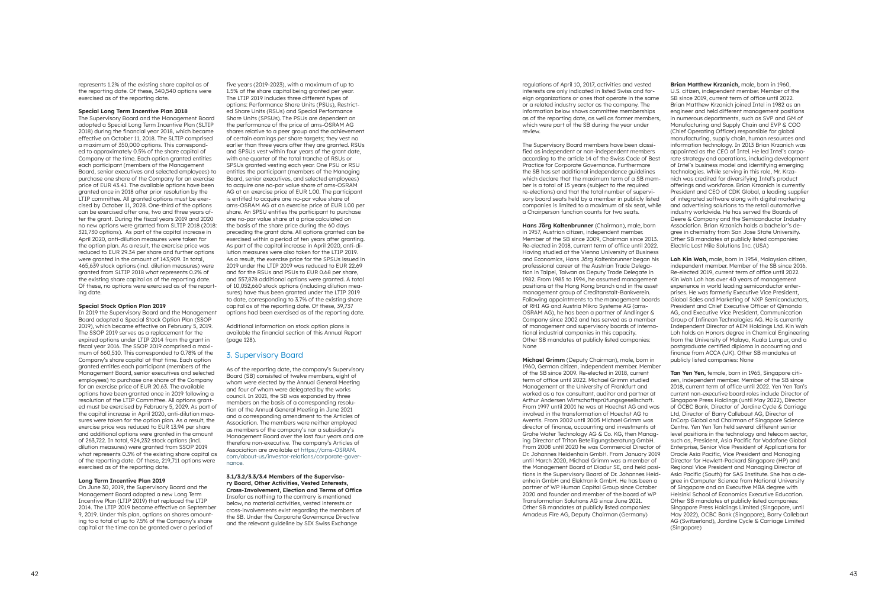represents 1.2% of the existing share capital as of the reporting date. Of these, 340,540 options were exercised as of the reporting date.

**Special Long Term Incentive Plan 2018**

The Supervisory Board and the Management Board adopted a Special Long Term Incentive Plan (SLTIP 2018) during the financial year 2018, which became effective on October 11, 2018. The SLTIP comprised a maximum of 350,000 options. This corresponded to approximately 0.5% of the share capital of Company at the time. Each option granted entitles each participant (members of the Management Board, senior executives and selected employees) to purchase one share of the Company for an exercise price of EUR 43.41. The available options have been granted once in 2018 after prior resolution by the LTIP committee. All granted options must be exercised by October 11, 2028. One-third of the options can be exercised after one, two and three years after the grant. During the fiscal years 2019 and 2020 no new options were granted from SLTIP 2018 (2018: 321,730 options). As part of the capital increase in April 2020, anti-dilution measures were taken for the option plan. As a result, the exercise price was reduced to EUR 29.34 per share and further options were granted in the amount of 143,909. In total, 465,639 stock options (incl. dilution measures) were granted from SLTIP 2018 what represents 0.2% of the existing share capital of the reporting date. Of these, no options were exercised as of the reporting date.

**Special Stock Option Plan 2019**

In 2019 the Supervisory Board and the Management Board adopted a Special Stock Option Plan (SSOP 2019), which became effective on February 5, 2019. The SSOP 2019 serves as a replacement for the expired options under LTIP 2014 from the grant in fiscal year 2016. The SSOP 2019 comprised a maximum of 660,510. This corresponded to 0.78% of the Company's share capital at that time. Each option granted entitles each participant (members of the Management Board, senior executives and selected employees) to purchase one share of the Company for an exercise price of EUR 20.63. The available options have been granted once in 2019 following a resolution of the LTIP Committee. All options granted must be exercised by February 5, 2029. As part of the capital increase in April 2020, anti-dilution measures were taken for the option plan. As a result, the exercise price was reduced to EUR 13.94 per share and additional options were granted in the amount of 263,722. In total, 924,232 stock options (incl. dilution measures) were granted from SSOP 2019 what represents 0.3% of the existing share capital as of the reporting date. Of these, 219,711 options were exercised as of the reporting date.

**Long Term Incentive Plan 2019**

On June 30, 2019, the Supervisory Board and the Management Board adopted a new Long Term Incentive Plan (LTIP 2019) that replaced the LTIP 2014. The LTIP 2019 became effective on September 9, 2019. Under this plan, options on shares amounting to a total of up to 7.5% of the Company's share capital at the time can be granted over a period of five years (2019-2023), with a maximum of up to 1.5% of the share capital being granted per year. The LTIP 2019 includes three different types of options: Performance Share Units (PSUs), Restricted Share Units (RSUs) and Special Performance Share Units (SPSUs). The PSUs are dependent on the performance of the price of ams-OSRAM AG shares relative to a peer group and the achievement of certain earnings per share targets; they vest no earlier than three years after they are granted. RSUs and SPSUs vest within four years of the grant date, with one quarter of the total tranche of RSUs or SPSUs granted vesting each year. One PSU or RSU entitles the participant (members of the Managing Board, senior executives, and selected employees) to acquire one no-par value share of ams-OSRAM AG at an exercise price of EUR 1.00. The participant is entitled to acquire one no-par value share of ams-OSRAM AG at an exercise price of EUR 1.00 per share. An SPSU entitles the participant to purchase one no-par value share at a price calculated on the basis of the share price during the 60 days preceding the grant date. All options granted can be exercised within a period of ten years after granting. As part of the capital increase in April 2020, anti-dilution measures were also taken for the LTIP 2019. As a result, the exercise price for the SPSUs issued in 2019 under the LTIP 2019 was reduced to EUR 22.69 and for the RSUs and PSUs to EUR 0.68 per share, and 557,878 additional options were granted. A total of 10,052,660 stock options (including dilution measures) have thus been granted under the LTIP 2019 to date, corresponding to 3.7% of the existing share capital as of the reporting date. Of these, 39,737 options had been exercised as of the reporting date.

Additional information on stock option plans is available the financial section of this Annual Report (page 128).

## 3. Supervisory Board

As of the reporting date, the company's Supervisory Board (SB) consisted of twelve members, eight of whom were elected by the Annual General Meeting and four of whom were delegated by the works council. In 2021, the SB was expanded by three members on the basis of a corresponding resolution of the Annual General Meeting in June 2021 and a corresponding amendment to the Articles of Association. The members were neither employed as members of the company's nor a subsidiary's Management Board over the last four years and are therefore non-executive. The company's Articles of Association are available at https://ams-OSRAM.com/about-us/investor-relations/corporate-governance.

**3.1/3.2/3.3/3.4 Members of the Supervisory Board, Other Activities, Vested Interests, Cross-Involvement, Election and Terms of Office**

Insofar as nothing to the contrary is mentioned below, no material activities, vested interests or cross-involvements exist regarding the members of the SB. Under the Corporate Governance Directive and the relevant guideline by SIX Swiss Exchange regulations of April 10, 2017, activities and vested interests are only indicated in listed Swiss and foreign organizations or ones that operate in the same or a related industry sector as the company. The information below shows committee memberships as of the reporting date, as well as former members, which were part of the SB during the year under review.

The Supervisory Board members have been classified as independent or non-independent members according to the article 14 of the Swiss Code of Best Practice for Corporate Governance. Furthermore the SB has set additional independence guidelines which declare that the maximum term of a SB member is a total of 15 years (subject to the required re-elections) and that the total number of supervisory board seats held by a member in publicly listed companies is limited to a maximum of six seat, while a Chairperson function counts for two seats.

**Hans Jörg Kaltenbrunner** (Chairman), male, born in 1957, Austrian citizen, independent member. Member of the SB since 2009, Chairman since 2013. Re-elected in 2018, current term of office until 2022. Having studied at the Vienna University of Business and Economics, Hans Jörg Kaltenbrunner began his professional career at the Austrian Trade Delegation in Taipei, Taiwan as Deputy Trade Delegate in 1982. From 1985 to 1994, he assumed management positions at the Hong Kong branch and in the asset management group of Creditanstalt-Bankverein. Following appointments to the management boards of RHI AG and Austria Mikro Systeme AG (ams-OSRAM AG), he has been a partner of Andlinger & Company since 2002 and has served as a member of management and supervisory boards of international industrial companies in this capacity. Other SB mandates at publicly listed companies: None

**Michael Grimm** (Deputy Chairman), male, born in 1960, German citizen, independent member. Member of the SB since 2009. Re-elected in 2018, current term of office until 2022. Michael Grimm studied Management at the University of Frankfurt and worked as a tax consultant, auditor and partner at Arthur Andersen Wirtschaftsprüfungsgesellschaft. From 1997 until 2001 he was at Hoechst AG and was involved in the transformation of Hoechst AG to Aventis. From 2002 until 2005 Michael Grimm was director of finance, accounting and investments at Grohe Water Technology AG & Co. KG, then Managing Director of Triton Beteiligungsberatung GmbH. From 2008 until 2020 he was Commercial Director of Dr. Johannes Heidenhain GmbH. From January 2019 until March 2020, Michael Grimm was a member of the Management Board of Diadur SE, and held positions in the Supervisory Board of Dr. Johannes Heidenhain GmbH and Elektronik GmbH. He has been a partner of WP Human Capital Group since October 2020 and founder and member of the board of WP Transformation Solutions AG since June 2021. Other SB mandates at publicly listed companies: Amadeus Fire AG, Deputy Chairman (Germany)

**Brian Matthew Krzanich,** male, born in 1960, U.S. citizen, independent member. Member of the SB since 2019, current term of office until 2022. Brian Matthew Krzanich joined Intel in 1982 as an engineer and held different management positions in numerous departments, such as SVP and GM of Manufacturing and Supply Chain and EVP & COO (Chief Operating Officer) responsible for global manufacturing, supply chain, human resources and information technology. In 2013 Brian Krzanich was appointed as the CEO of Intel. He led Intel's corporate strategy and operations, including development of Intel's business model and identifying emerging technologies. While serving in this role, Mr. Krzanich was credited for diversifying Intel's product offerings and workforce. Brian Krzanich is currently President and CEO of CDK Global, a leading supplier of integrated software along with digital marketing and advertising solutions to the retail automotive industry worldwide. He has served the Boards of Deere & Company and the Semiconductor Industry Association. Brian Krzanich holds a bachelor's degree in chemistry from San Jose State University. Other SB mandates at publicly listed companies: Electric Last Mile Solutions Inc. (USA)

**Loh Kin Wah,** male, born in 1954, Malaysian citizen, independent member. Member of the SB since 2016. Re-elected 2019, current term of office until 2022. Kin Wah Loh has over 40 years of management experience in world leading semiconductor enterprises. He was formerly Executive Vice President, Global Sales and Marketing of NXP Semiconductors, President and Chief Executive Officer of Qimonda AG, and Executive Vice President, Communication Group of Infineon Technologies AG. He is currently Independent Director of AEM Holdings Ltd. Kin Wah Loh holds an Honors degree in Chemical Engineering from the University of Malaya, Kuala Lumpur, and a postgraduate certified diploma in accounting and finance from ACCA (UK). Other SB mandates at publicly listed companies: None

**Tan Yen Yen,** female, born in 1965, Singapore citizen, independent member. Member of the SB since 2018, current term of office until 2022. Yen Yen Tan's current non-executive board roles include Director of Singapore Press Holdings (until May 2022), Director of OCBC Bank, Director of Jardine Cycle & Carriage Ltd, Director of Barry Callebaut AG, Director of InCorp Global and Chairman of Singapore Science Centre. Yen Yen Tan held several different senior level positions in the technology and telecom sector, such as, President, Asia Pacific for Vodafone Global Enterprise, Senior Vice President of Applications for Oracle Asia Pacific, Vice President and Managing Director for Hewlett-Packard Singapore (HP) and Regional Vice President and Managing Director of Asia Pacific (South) for SAS Institute. She has a degree in Computer Science from National University of Singapore and an Executive MBA degree with Helsinki School of Economics Executive Education. Other SB mandates at publicly listed companies: Singapore Press Holdings Limited (Singapore, until May 2022), OCBC Bank (Singapore), Barry Callebaut AG (Switzerland), Jardine Cycle & Carriage Limited (Singapore)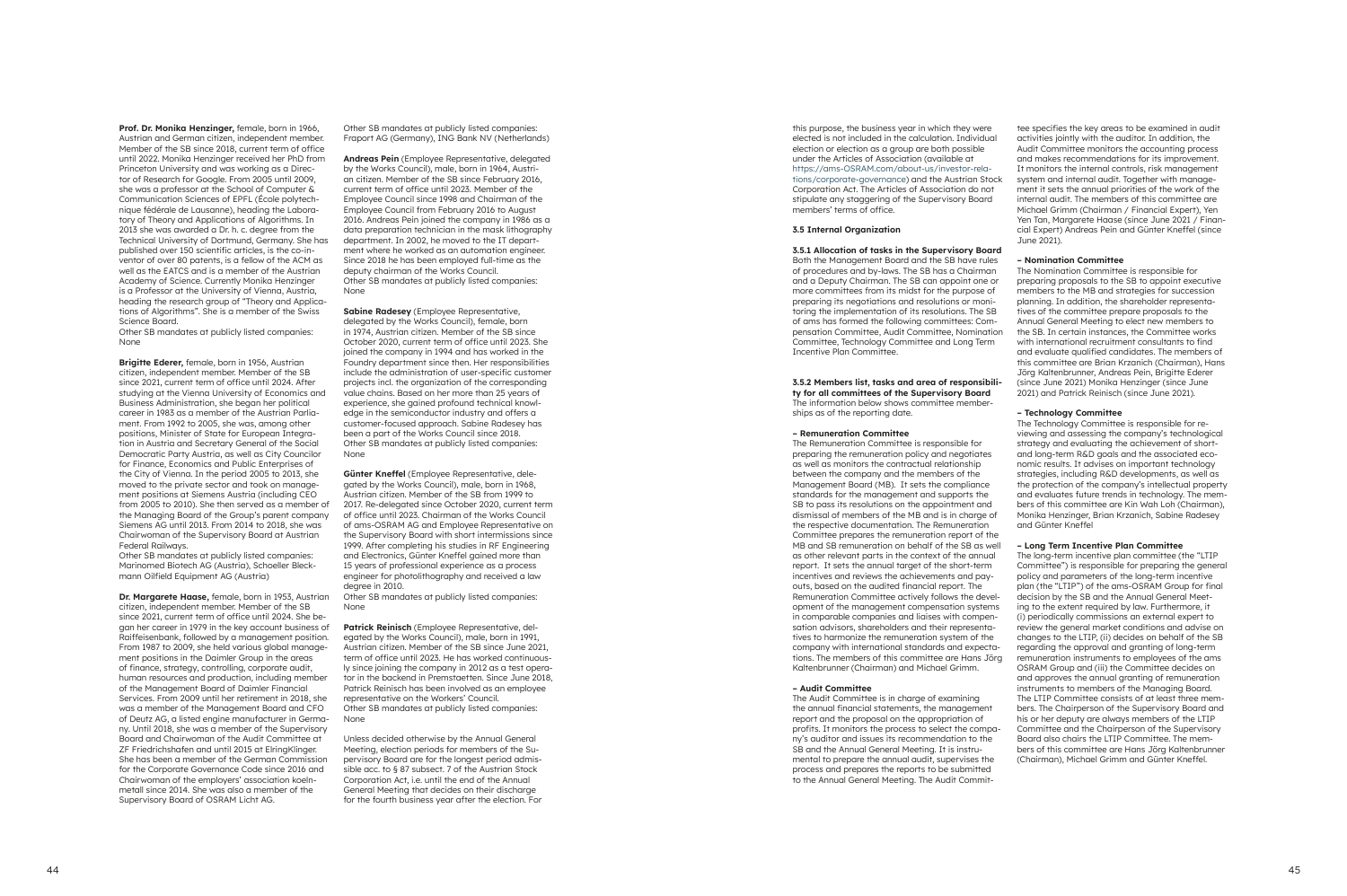**Prof. Dr. Monika Henzinger,** female, born in 1966, Austrian and German citizen, independent member. Member of the SB since 2018, current term of office until 2022. Monika Henzinger received her PhD from Princeton University and was working as a Director of Research for Google. From 2005 until 2009, she was a professor at the School of Computer & Communication Sciences of EPFL (École polytechnique fédérale de Lausanne), heading the Laboratory of Theory and Applications of Algorithms. In 2013 she was awarded a Dr. h. c. degree from the Technical University of Dortmund, Germany. She has published over 150 scientific articles, is the co-inventor of over 80 patents, is a fellow of the ACM as well as the EATCS and is a member of the Austrian Academy of Science. Currently Monika Henzinger is a Professor at the University of Vienna, Austria, heading the research group of "Theory and Applications of Algorithms". She is a member of the Swiss Science Board.
Other SB mandates at publicly listed companies: None

**Brigitte Ederer,** female, born in 1956, Austrian citizen, independent member. Member of the SB since 2021, current term of office until 2024. After studying at the Vienna University of Economics and Business Administration, she began her political career in 1983 as a member of the Austrian Parliament. From 1992 to 2005, she was, among other positions, Minister of State for European Integration in Austria and Secretary General of the Social Democratic Party Austria, as well as City Councilor for Finance, Economics and Public Enterprises of the City of Vienna. In the period 2005 to 2013, she moved to the private sector and took on management positions at Siemens Austria (including CEO from 2005 to 2010). She then served as a member of the Managing Board of the Group's parent company Siemens AG until 2013. From 2014 to 2018, she was Chairwoman of the Supervisory Board at Austrian Federal Railways.
Other SB mandates at publicly listed companies: Marinomed Biotech AG (Austria), Schoeller Bleckmann Oilfield Equipment AG (Austria)

**Dr. Margarete Haase,** female, born in 1953, Austrian citizen, independent member. Member of the SB since 2021, current term of office until 2024. She began her career in 1979 in the key account business of Raiffeisenbank, followed by a management position. From 1987 to 2009, she held various global management positions in the Daimler Group in the areas of finance, strategy, controlling, corporate audit, human resources and production, including member of the Management Board of Daimler Financial Services. From 2009 until her retirement in 2018, she was a member of the Management Board and CFO of Deutz AG, a listed engine manufacturer in Germany. Until 2018, she was a member of the Supervisory Board and Chairwoman of the Audit Committee at ZF Friedrichshafen and until 2015 at ElringKlinger. She has been a member of the German Commission for the Corporate Governance Code since 2016 and Chairwoman of the employers' association koelnmetall since 2014. She was also a member of the Supervisory Board of OSRAM Licht AG.
Other SB mandates at publicly listed companies: Fraport AG (Germany), ING Bank NV (Netherlands)

**Andreas Pein** (Employee Representative, delegated by the Works Council), male, born in 1964, Austrian citizen. Member of the SB since February 2016, current term of office until 2023. Member of the Employee Council since 1998 and Chairman of the Employee Council from February 2016 to August 2016. Andreas Pein joined the company in 1986 as a data preparation technician in the mask lithography department. In 2002, he moved to the IT department where he worked as an automation engineer. Since 2018 he has been employed full-time as the deputy chairman of the Works Council.
Other SB mandates at publicly listed companies: None

**Sabine Radesey** (Employee Representative, delegated by the Works Council), female, born in 1974, Austrian citizen. Member of the SB since October 2020, current term of office until 2023. She joined the company in 1994 and has worked in the Foundry department since then. Her responsibilities include the administration of user-specific customer projects incl. the organization of the corresponding value chains. Based on her more than 25 years of experience, she gained profound technical knowledge in the semiconductor industry and offers a customer-focused approach. Sabine Radesey has been a part of the Works Council since 2018.
Other SB mandates at publicly listed companies: None

**Günter Kneffel** (Employee Representative, delegated by the Works Council), male, born in 1968, Austrian citizen. Member of the SB from 1999 to 2017. Re-delegated since October 2020, current term of office until 2023. Chairman of the Works Council of ams-OSRAM AG and Employee Representative on the Supervisory Board with short intermissions since 1999. After completing his studies in RF Engineering and Electronics, Günter Kneffel gained more than 15 years of professional experience as a process engineer for photolithography and received a law degree in 2010.
Other SB mandates at publicly listed companies: None

**Patrick Reinisch** (Employee Representative, delegated by the Works Council), male, born in 1991, Austrian citizen. Member of the SB since June 2021, term of office until 2023. He has worked continuously since joining the company in 2012 as a test operator in the backend in Premstaetten. Since June 2018, Patrick Reinisch has been involved as an employee representative on the Workers' Council.
Other SB mandates at publicly listed companies: None

Unless decided otherwise by the Annual General Meeting, election periods for members of the Supervisory Board are for the longest period admissible acc. to § 87 subsect. 7 of the Austrian Stock Corporation Act, i.e. until the end of the Annual General Meeting that decides on their discharge for the fourth business year after the election. For this purpose, the business year in which they were elected is not included in the calculation. Individual election or election as a group are both possible under the Articles of Association (available at https://ams-OSRAM.com/about-us/investor-relations/corporate-governance) and the Austrian Stock Corporation Act. The Articles of Association do not stipulate any staggering of the Supervisory Board members' terms of office.

### 3.5 Internal Organization

**3.5.1 Allocation of tasks in the Supervisory Board**
Both the Management Board and the SB have rules of procedures and by-laws. The SB has a Chairman and a Deputy Chairman. The SB can appoint one or more committees from its midst for the purpose of preparing its negotiations and resolutions or monitoring the implementation of its resolutions. The SB of ams has formed the following committees: Compensation Committee, Audit Committee, Nomination Committee, Technology Committee and Long Term Incentive Plan Committee.

**3.5.2 Members list, tasks and area of responsibility for all committees of the Supervisory Board**
The information below shows committee memberships as of the reporting date.

**– Remuneration Committee**
The Remuneration Committee is responsible for preparing the remuneration policy and negotiates as well as monitors the contractual relationship between the company and the members of the Management Board (MB). It sets the compliance standards for the management and supports the SB to pass its resolutions on the appointment and dismissal of members of the MB and is in charge of the respective documentation. The Remuneration Committee prepares the remuneration report of the MB and SB remuneration on behalf of the SB as well as other relevant parts in the context of the annual report. It sets the annual target of the short-term incentives and reviews the achievements and payouts, based on the audited financial report. The Remuneration Committee actively follows the development of the management compensation systems in comparable companies and liaises with compensation advisors, shareholders and their representatives to harmonize the remuneration system of the company with international standards and expectations. The members of this committee are Hans Jörg Kaltenbrunner (Chairman) and Michael Grimm.

**– Audit Committee**
The Audit Committee is in charge of examining the annual financial statements, the management report and the proposal on the appropriation of profits. It monitors the process to select the company's auditor and issues its recommendation to the SB and the Annual General Meeting. It is instrumental to prepare the annual audit, supervises the process and prepares the reports to be submitted to the Annual General Meeting. The Audit Committee specifies the key areas to be examined in audit activities jointly with the auditor. In addition, the Audit Committee monitors the accounting process and makes recommendations for its improvement. It monitors the internal controls, risk management system and internal audit. Together with management it sets the annual priorities of the work of the internal audit. The members of this committee are Michael Grimm (Chairman / Financial Expert), Yen Yen Tan, Margarete Haase (since June 2021 / Financial Expert) Andreas Pein and Günter Kneffel (since June 2021).

**– Nomination Committee**
The Nomination Committee is responsible for preparing proposals to the SB to appoint executive members to the MB and strategies for succession planning. In addition, the shareholder representatives of the committee prepare proposals to the Annual General Meeting to elect new members to the SB. In certain instances, the Committee works with international recruitment consultants to find and evaluate qualified candidates. The members of this committee are Brian Krzanich (Chairman), Hans Jörg Kaltenbrunner, Andreas Pein, Brigitte Ederer (since June 2021) Monika Henzinger (since June 2021) and Patrick Reinisch (since June 2021).

**– Technology Committee**
The Technology Committee is responsible for reviewing and assessing the company's technological strategy and evaluating the achievement of short- and long-term R&D goals and the associated economic results. It advises on important technology strategies, including R&D developments, as well as the protection of the company's intellectual property and evaluates future trends in technology. The members of this committee are Kin Wah Loh (Chairman), Monika Henzinger, Brian Krzanich, Sabine Radesey and Günter Kneffel

**– Long Term Incentive Plan Committee**
The long-term incentive plan committee (the "LTIP Committee") is responsible for preparing the general policy and parameters of the long-term incentive plan (the "LTIP") of the ams-OSRAM Group for final decision by the SB and the Annual General Meeting to the extent required by law. Furthermore, it (i) periodically commissions an external expert to review the general market conditions and advise on changes to the LTIP, (ii) decides on behalf of the SB regarding the approval and granting of long-term remuneration instruments to employees of the ams OSRAM Group and (iii) the Committee decides on and approves the annual granting of remuneration instruments to members of the Managing Board. The LTIP Committee consists of at least three members. The Chairperson of the Supervisory Board and his or her deputy are always members of the LTIP Committee and the Chairperson of the Supervisory Board also chairs the LTIP Committee. The members of this committee are Hans Jörg Kaltenbrunner (Chairman), Michael Grimm and Günter Kneffel.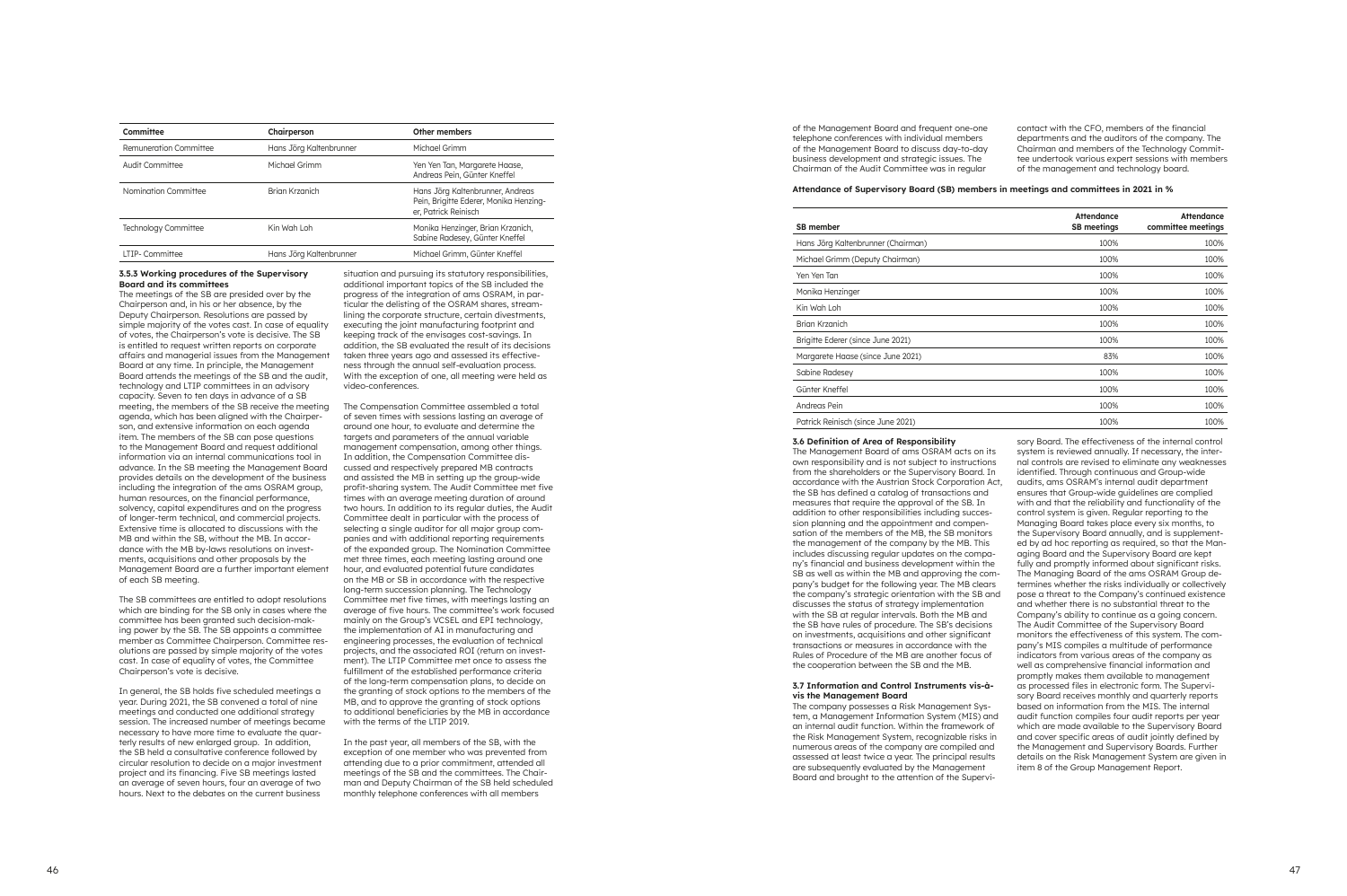| Committee | Chairperson | Other members |
|---|---|---|
| Remuneration Committee | Hans Jörg Kaltenbrunner | Michael Grimm |
| Audit Committee | Michael Grimm | Yen Yen Tan, Margarete Haase, Andreas Pein, Günter Kneffel |
| Nomination Committee | Brian Krzanich | Hans Jörg Kaltenbrunner, Andreas Pein, Brigitte Ederer, Monika Henzinger, Patrick Reinisch |
| Technology Committee | Kin Wah Loh | Monika Henzinger, Brian Krzanich, Sabine Radesey, Günter Kneffel |
| LTIP- Committee | Hans Jörg Kaltenbrunner | Michael Grimm, Günter Kneffel |

### 3.5.3 Working procedures of the Supervisory Board and its committees

The meetings of the SB are presided over by the Chairperson and, in his or her absence, by the Deputy Chairperson. Resolutions are passed by simple majority of the votes cast. In case of equality of votes, the Chairperson's vote is decisive. The SB is entitled to request written reports on corporate affairs and managerial issues from the Management Board at any time. In principle, the Management Board attends the meetings of the SB and the audit, technology and LTIP committees in an advisory capacity. Seven to ten days in advance of a SB meeting, the members of the SB receive the meeting agenda, which has been aligned with the Chairperson, and extensive information on each agenda item. The members of the SB can pose questions to the Management Board and request additional information via an internal communications tool in advance. In the SB meeting the Management Board provides details on the development of the business including the integration of the ams OSRAM group, human resources, on the financial performance, solvency, capital expenditures and on the progress of longer-term technical, and commercial projects. Extensive time is allocated to discussions with the MB and within the SB, without the MB. In accordance with the MB by-laws resolutions on investments, acquisitions and other proposals by the Management Board are a further important element of each SB meeting.

The SB committees are entitled to adopt resolutions which are binding for the SB only in cases where the committee has been granted such decision-making power by the SB. The SB appoints a committee member as Committee Chairperson. Committee resolutions are passed by simple majority of the votes cast. In case of equality of votes, the Committee Chairperson's vote is decisive.

In general, the SB holds five scheduled meetings a year. During 2021, the SB convened a total of nine meetings and conducted one additional strategy session. The increased number of meetings became necessary to have more time to evaluate the quarterly results of new enlarged group. In addition, the SB held a consultative conference followed by circular resolution to decide on a major investment project and its financing. Five SB meetings lasted an average of seven hours, four an average of two hours. Next to the debates on the current business situation and pursuing its statutory responsibilities, additional important topics of the SB included the progress of the integration of ams OSRAM, in particular the delisting of the OSRAM shares, streamlining the corporate structure, certain divestments, executing the joint manufacturing footprint and keeping track of the envisages cost-savings. In addition, the SB evaluated the result of its decisions taken three years ago and assessed its effectiveness through the annual self-evaluation process. With the exception of one, all meeting were held as video-conferences.

The Compensation Committee assembled a total of seven times with sessions lasting an average of around one hour, to evaluate and determine the targets and parameters of the annual variable management compensation, among other things. In addition, the Compensation Committee discussed and respectively prepared MB contracts and assisted the MB in setting up the group-wide profit-sharing system. The Audit Committee met five times with an average meeting duration of around two hours. In addition to its regular duties, the Audit Committee dealt in particular with the process of selecting a single auditor for all major group companies and with additional reporting requirements of the expanded group. The Nomination Committee met three times, each meeting lasting around one hour, and evaluated potential future candidates on the MB or SB in accordance with the respective long-term succession planning. The Technology Committee met five times, with meetings lasting an average of five hours. The committee's work focused mainly on the Group's VCSEL and EPI technology, the implementation of AI in manufacturing and engineering processes, the evaluation of technical projects, and the associated ROI (return on investment). The LTIP Committee met once to assess the fulfillment of the established performance criteria of the long-term compensation plans, to decide on the granting of stock options to the members of the MB, and to approve the granting of stock options to additional beneficiaries by the MB in accordance with the terms of the LTIP 2019.

In the past year, all members of the SB, with the exception of one member who was prevented from attending due to a prior commitment, attended all meetings of the SB and the committees. The Chairman and Deputy Chairman of the SB held scheduled monthly telephone conferences with all members of the Management Board and frequent one-one telephone conferences with individual members of the Management Board to discuss day-to-day business development and strategic issues. The Chairman of the Audit Committee was in regular contact with the CFO, members of the financial departments and the auditors of the company. The Chairman and members of the Technology Committee undertook various expert sessions with members of the management and technology board.

**Attendance of Supervisory Board (SB) members in meetings and committees in 2021 in %**

| SB member | Attendance SB meetings | Attendance committee meetings |
|---|---|---|
| Hans Jörg Kaltenbrunner (Chairman) | 100% | 100% |
| Michael Grimm (Deputy Chairman) | 100% | 100% |
| Yen Yen Tan | 100% | 100% |
| Monika Henzinger | 100% | 100% |
| Kin Wah Loh | 100% | 100% |
| Brian Krzanich | 100% | 100% |
| Brigitte Ederer (since June 2021) | 100% | 100% |
| Margarete Haase (since June 2021) | 83% | 100% |
| Sabine Radesey | 100% | 100% |
| Günter Kneffel | 100% | 100% |
| Andreas Pein | 100% | 100% |
| Patrick Reinisch (since June 2021) | 100% | 100% |

### 3.6 Definition of Area of Responsibility

The Management Board of ams OSRAM acts on its own responsibility and is not subject to instructions from the shareholders or the Supervisory Board. In accordance with the Austrian Stock Corporation Act, the SB has defined a catalog of transactions and measures that require the approval of the SB. In addition to other responsibilities including succession planning and the appointment and compensation of the members of the MB, the SB monitors the management of the company by the MB. This includes discussing regular updates on the company's financial and business development within the SB as well as within the MB and approving the company's budget for the following year. The MB clears the company's strategic orientation with the SB and discusses the status of strategy implementation with the SB at regular intervals. Both the MB and the SB have rules of procedure. The SB's decisions on investments, acquisitions and other significant transactions or measures in accordance with the Rules of Procedure of the MB are another focus of the cooperation between the SB and the MB.

### 3.7 Information and Control Instruments vis-à-vis the Management Board

The company possesses a Risk Management System, a Management Information System (MIS) and an internal audit function. Within the framework of the Risk Management System, recognizable risks in numerous areas of the company are compiled and assessed at least twice a year. The principal results are subsequently evaluated by the Management Board and brought to the attention of the Supervisory Board. The effectiveness of the internal control system is reviewed annually. If necessary, the internal controls are revised to eliminate any weaknesses identified. Through continuous and Group-wide audits, ams OSRAM's internal audit department ensures that Group-wide guidelines are complied with and that the reliability and functionality of the control system is given. Regular reporting to the Managing Board takes place every six months, to the Supervisory Board annually, and is supplemented by ad hoc reporting as required, so that the Managing Board and the Supervisory Board are kept fully and promptly informed about significant risks. The Managing Board of the ams OSRAM Group determines whether the risks individually or collectively pose a threat to the Company's continued existence and whether there is no substantial threat to the Company's ability to continue as a going concern. The Audit Committee of the Supervisory Board monitors the effectiveness of this system. The company's MIS compiles a multitude of performance indicators from various areas of the company as well as comprehensive financial information and promptly makes them available to management as processed files in electronic form. The Supervisory Board receives monthly and quarterly reports based on information from the MIS. The internal audit function compiles four audit reports per year which are made available to the Supervisory Board and cover specific areas of audit jointly defined by the Management and Supervisory Boards. Further details on the Risk Management System are given in item 8 of the Group Management Report.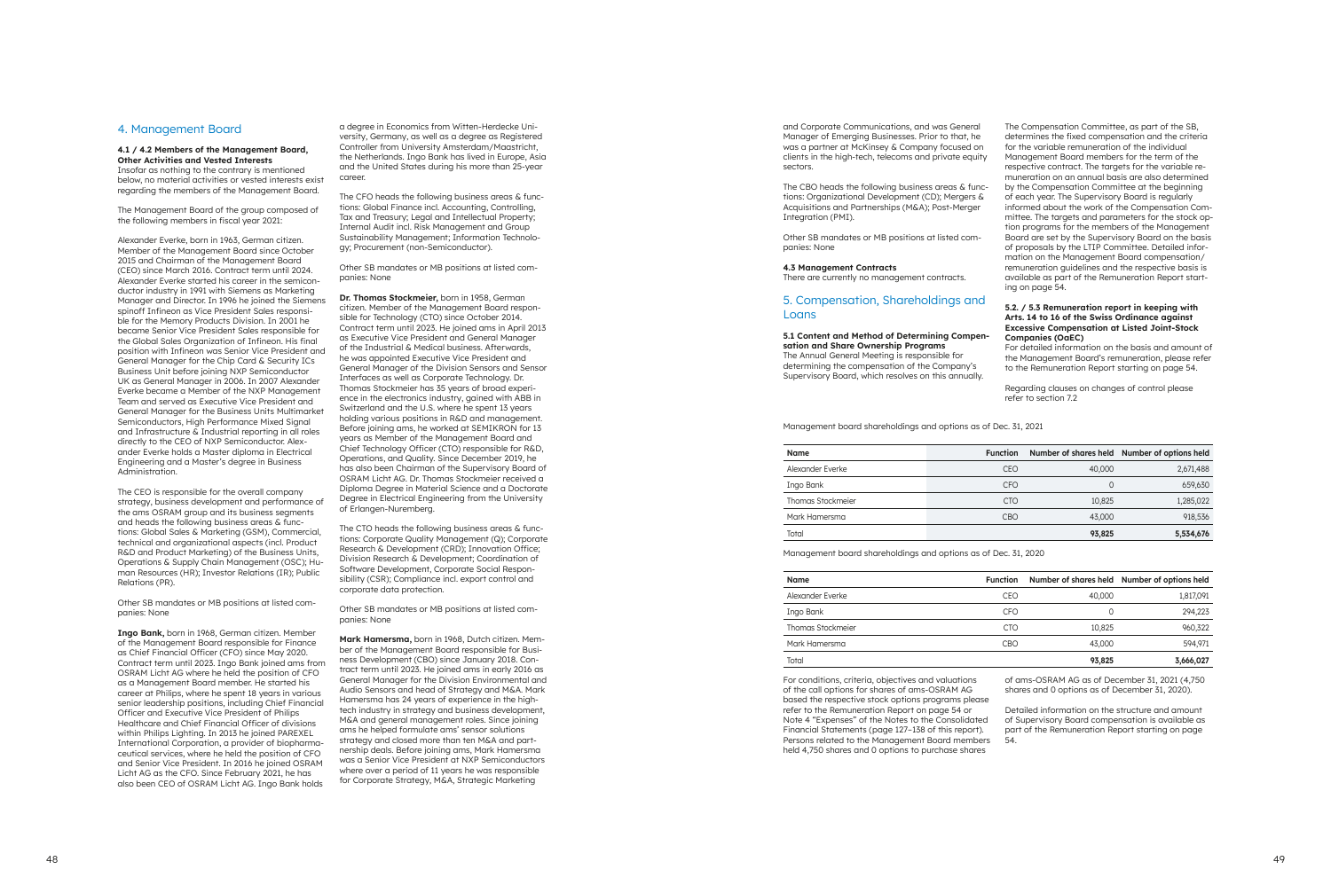## 4. Management Board

### 4.1 / 4.2 Members of the Management Board, Other Activities and Vested Interests

Insofar as nothing to the contrary is mentioned below, no material activities or vested interests exist regarding the members of the Management Board.

The Management Board of the group composed of the following members in fiscal year 2021:

Alexander Everke, born in 1963, German citizen. Member of the Management Board since October 2015 and Chairman of the Management Board (CEO) since March 2016. Contract term until 2024. Alexander Everke started his career in the semiconductor industry in 1991 with Siemens as Marketing Manager and Director. In 1996 he joined the Siemens spinoff Infineon as Vice President Sales responsible for the Memory Products Division. In 2001 he became Senior Vice President Sales responsible for the Global Sales Organization of Infineon. His final position with Infineon was Senior Vice President and General Manager for the Chip Card & Security ICs Business Unit before joining NXP Semiconductor UK as General Manager in 2006. In 2007 Alexander Everke became a Member of the NXP Management Team and served as Executive Vice President and General Manager for the Business Units Multimarket Semiconductors, High Performance Mixed Signal and Infrastructure & Industrial reporting in all roles directly to the CEO of NXP Semiconductor. Alexander Everke holds a Master diploma in Electrical Engineering and a Master's degree in Business Administration.

The CEO is responsible for the overall company strategy, business development and performance of the ams OSRAM group and its business segments and heads the following business areas & functions: Global Sales & Marketing (GSM), Commercial, technical and organizational aspects (incl. Product R&D and Product Marketing) of the Business Units, Operations & Supply Chain Management (OSC); Human Resources (HR); Investor Relations (IR); Public Relations (PR).

Other SB mandates or MB positions at listed companies: None

**Ingo Bank,** born in 1968, German citizen. Member of the Management Board responsible for Finance as Chief Financial Officer (CFO) since May 2020. Contract term until 2023. Ingo Bank joined ams from OSRAM Licht AG where he held the position of CFO as a Management Board member. He started his career at Philips, where he spent 18 years in various senior leadership positions, including Chief Financial Officer and Executive Vice President of Philips Healthcare and Chief Financial Officer of divisions within Philips Lighting. In 2013 he joined PAREXEL International Corporation, a provider of biopharmaceutical services, where he held the position of CFO and Senior Vice President. In 2016 he joined OSRAM Licht AG as the CFO. Since February 2021, he has also been CEO of OSRAM Licht AG. Ingo Bank holds a degree in Economics from Witten-Herdecke University, Germany, as well as a degree as Registered Controller from University Amsterdam/Maastricht, the Netherlands. Ingo Bank has lived in Europe, Asia and the United States during his more than 25-year career.

The CFO heads the following business areas & functions: Global Finance incl. Accounting, Controlling, Tax and Treasury; Legal and Intellectual Property; Internal Audit incl. Risk Management and Group Sustainability Management; Information Technology; Procurement (non-Semiconductor).

Other SB mandates or MB positions at listed companies: None

**Dr. Thomas Stockmeier,** born in 1958, German citizen. Member of the Management Board responsible for Technology (CTO) since October 2014. Contract term until 2023. He joined ams in April 2013 as Executive Vice President and General Manager of the Industrial & Medical business. Afterwards, he was appointed Executive Vice President and General Manager of the Division Sensors and Sensor Interfaces as well as Corporate Technology. Dr. Thomas Stockmeier has 35 years of broad experience in the electronics industry, gained with ABB in Switzerland and the U.S. where he spent 13 years holding various positions in R&D and management. Before joining ams, he worked at SEMIKRON for 13 years as Member of the Management Board and Chief Technology Officer (CTO) responsible for R&D, Operations, and Quality. Since December 2019, he has also been Chairman of the Supervisory Board of OSRAM Licht AG. Dr. Thomas Stockmeier received a Diploma Degree in Material Science and a Doctorate Degree in Electrical Engineering from the University of Erlangen-Nuremberg.

The CTO heads the following business areas & functions: Corporate Quality Management (Q); Corporate Research & Development (CRD); Innovation Office; Division Research & Development; Coordination of Software Development, Corporate Social Responsibility (CSR); Compliance incl. export control and corporate data protection.

Other SB mandates or MB positions at listed companies: None

**Mark Hamersma,** born in 1968, Dutch citizen. Member of the Management Board responsible for Business Development (CBO) since January 2018. Contract term until 2023. He joined ams in early 2016 as General Manager for the Division Environmental and Audio Sensors and head of Strategy and M&A. Mark Hamersma has 24 years of experience in the high-tech industry in strategy and business development, M&A and general management roles. Since joining ams he helped formulate ams' sensor solutions strategy and closed more than ten M&A and partnership deals. Before joining ams, Mark Hamersma was a Senior Vice President at NXP Semiconductors where over a period of 11 years he was responsible for Corporate Strategy, M&A, Strategic Marketing and Corporate Communications, and was General Manager of Emerging Businesses. Prior to that, he was a partner at McKinsey & Company focused on clients in the high-tech, telecoms and private equity sectors.

The CBO heads the following business areas & functions: Organizational Development (CD); Mergers & Acquisitions and Partnerships (M&A); Post-Merger Integration (PMI).

Other SB mandates or MB positions at listed companies: None

### 4.3 Management Contracts

There are currently no management contracts.

## 5. Compensation, Shareholdings and Loans

### 5.1 Content and Method of Determining Compensation and Share Ownership Programs

The Annual General Meeting is responsible for determining the compensation of the Company's Supervisory Board, which resolves on this annually.

The Compensation Committee, as part of the SB, determines the fixed compensation and the criteria for the variable remuneration of the individual Management Board members for the term of the respective contract. The targets for the variable remuneration on an annual basis are also determined by the Compensation Committee at the beginning of each year. The Supervisory Board is regularly informed about the work of the Compensation Committee. The targets and parameters for the stock option programs for the members of the Management Board are set by the Supervisory Board on the basis of proposals by the LTIP Committee. Detailed information on the Management Board compensation/remuneration guidelines and the respective basis is available as part of the Remuneration Report starting on page 54.

### 5.2. / 5.3 Remuneration report in keeping with Arts. 14 to 16 of the Swiss Ordinance against Excessive Compensation at Listed Joint-Stock Companies (OaEC)

For detailed information on the basis and amount of the Management Board's remuneration, please refer to the Remuneration Report starting on page 54.

Regarding clauses on changes of control please refer to section 7.2

Management board shareholdings and options as of Dec. 31, 2021

| Name | Function | Number of shares held | Number of options held |
|---|---|---|---|
| Alexander Everke | CEO | 40,000 | 2,671,488 |
| Ingo Bank | CFO | 0 | 659,630 |
| Thomas Stockmeier | CTO | 10,825 | 1,285,022 |
| Mark Hamersma | CBO | 43,000 | 918,536 |
| Total | | **93,825** | **5,534,676** |

Management board shareholdings and options as of Dec. 31, 2020

| Name | Function | Number of shares held | Number of options held |
|---|---|---|---|
| Alexander Everke | CEO | 40,000 | 1,817,091 |
| Ingo Bank | CFO | 0 | 294,223 |
| Thomas Stockmeier | CTO | 10,825 | 960,322 |
| Mark Hamersma | CBO | 43,000 | 594,971 |
| Total | | **93,825** | **3,666,027** |

For conditions, criteria, objectives and valuations of the call options for shares of ams-OSRAM AG based the respective stock options programs please refer to the Remuneration Report on page 54 or Note 4 "Expenses" of the Notes to the Consolidated Financial Statements (page 127–138 of this report). Persons related to the Management Board members held 4,750 shares and 0 options to purchase shares of ams-OSRAM AG as of December 31, 2021 (4,750 shares and 0 options as of December 31, 2020).

Detailed information on the structure and amount of Supervisory Board compensation is available as part of the Remuneration Report starting on page 54.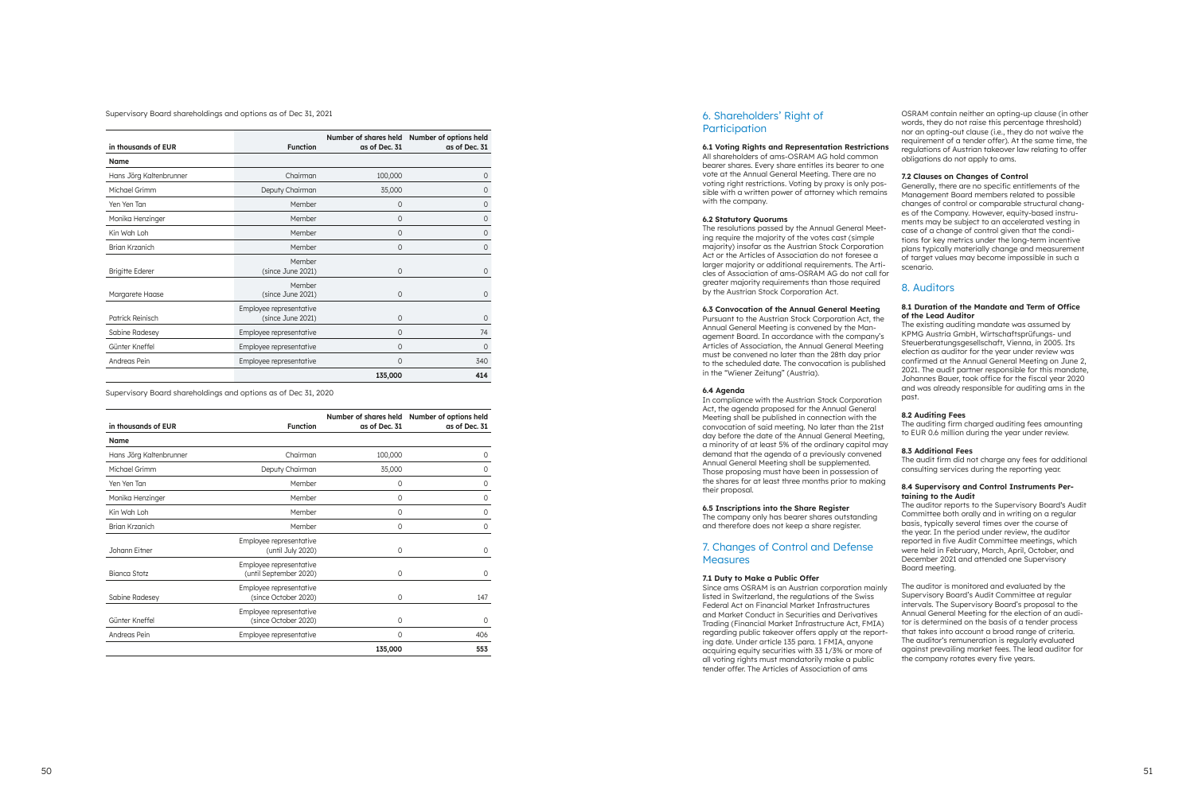Supervisory Board shareholdings and options as of Dec 31, 2021

| in thousands of EUR | Function | Number of shares held as of Dec. 31 | Number of options held as of Dec. 31 |
|---|---|---|---|
| **Name** | | | |
| Hans Jörg Kaltenbrunner | Chairman | 100,000 | 0 |
| Michael Grimm | Deputy Chairman | 35,000 | 0 |
| Yen Yen Tan | Member | 0 | 0 |
| Monika Henzinger | Member | 0 | 0 |
| Kin Wah Loh | Member | 0 | 0 |
| Brian Krzanich | Member | 0 | 0 |
| Brigitte Ederer | Member (since June 2021) | 0 | 0 |
| Margarete Haase | Member (since June 2021) | 0 | 0 |
| Patrick Reinisch | Employee representative (since June 2021) | 0 | 0 |
| Sabine Radesey | Employee representative | 0 | 74 |
| Günter Kneffel | Employee representative | 0 | 0 |
| Andreas Pein | Employee representative | 0 | 340 |
| | | **135,000** | **414** |

Supervisory Board shareholdings and options as of Dec 31, 2020

| in thousands of EUR | Function | Number of shares held as of Dec. 31 | Number of options held as of Dec. 31 |
|---|---|---|---|
| **Name** | | | |
| Hans Jörg Kaltenbrunner | Chairman | 100,000 | 0 |
| Michael Grimm | Deputy Chairman | 35,000 | 0 |
| Yen Yen Tan | Member | 0 | 0 |
| Monika Henzinger | Member | 0 | 0 |
| Kin Wah Loh | Member | 0 | 0 |
| Brian Krzanich | Member | 0 | 0 |
| Johann Eitner | Employee representative (until July 2020) | 0 | 0 |
| Bianca Stotz | Employee representative (until September 2020) | 0 | 0 |
| Sabine Radesey | Employee representative (since October 2020) | 0 | 147 |
| Günter Kneffel | Employee representative (since October 2020) | 0 | 0 |
| Andreas Pein | Employee representative | 0 | 406 |
| | | **135,000** | **553** |

## 6. Shareholders' Right of Participation

### 6.1 Voting Rights and Representation Restrictions

All shareholders of ams-OSRAM AG hold common bearer shares. Every share entitles its bearer to one vote at the Annual General Meeting. There are no voting right restrictions. Voting by proxy is only possible with a written power of attorney which remains with the company.

### 6.2 Statutory Quorums

The resolutions passed by the Annual General Meeting require the majority of the votes cast (simple majority) insofar as the Austrian Stock Corporation Act or the Articles of Association do not foresee a larger majority or additional requirements. The Articles of Association of ams-OSRAM AG do not call for greater majority requirements than those required by the Austrian Stock Corporation Act.

### 6.3 Convocation of the Annual General Meeting

Pursuant to the Austrian Stock Corporation Act, the Annual General Meeting is convened by the Management Board. In accordance with the company's Articles of Association, the Annual General Meeting must be convened no later than the 28th day prior to the scheduled date. The convocation is published in the "Wiener Zeitung" (Austria).

### 6.4 Agenda

In compliance with the Austrian Stock Corporation Act, the agenda proposed for the Annual General Meeting shall be published in connection with the convocation of said meeting. No later than the 21st day before the date of the Annual General Meeting, a minority of at least 5% of the ordinary capital may demand that the agenda of a previously convened Annual General Meeting shall be supplemented. Those proposing must have been in possession of the shares for at least three months prior to making their proposal.

### 6.5 Inscriptions into the Share Register

The company only has bearer shares outstanding and therefore does not keep a share register.

## 7. Changes of Control and Defense Measures

### 7.1 Duty to Make a Public Offer

Since ams OSRAM is an Austrian corporation mainly listed in Switzerland, the regulations of the Swiss Federal Act on Financial Market Infrastructures and Market Conduct in Securities and Derivatives Trading (Financial Market Infrastructure Act, FMIA) regarding public takeover offers apply at the reporting date. Under article 135 para. 1 FMIA, anyone acquiring equity securities with 33 1/3% or more of all voting rights must mandatorily make a public tender offer. The Articles of Association of ams OSRAM contain neither an opting-up clause (in other words, they do not raise this percentage threshold) nor an opting-out clause (i.e., they do not waive the requirement of a tender offer). At the same time, the regulations of Austrian takeover law relating to offer obligations do not apply to ams.

### 7.2 Clauses on Changes of Control

Generally, there are no specific entitlements of the Management Board members related to possible changes of control or comparable structural changes of the Company. However, equity-based instruments may be subject to an accelerated vesting in case of a change of control given that the conditions for key metrics under the long-term incentive plans typically materially change and measurement of target values may become impossible in such a scenario.

## 8. Auditors

### 8.1 Duration of the Mandate and Term of Office of the Lead Auditor

The existing auditing mandate was assumed by KPMG Austria GmbH, Wirtschaftsprüfungs- und Steuerberatungsgesellschaft, Vienna, in 2005. Its election as auditor for the year under review was confirmed at the Annual General Meeting on June 2, 2021. The audit partner responsible for this mandate, Johannes Bauer, took office for the fiscal year 2020 and was already responsible for auditing ams in the past.

### 8.2 Auditing Fees

The auditing firm charged auditing fees amounting to EUR 0.6 million during the year under review.

### 8.3 Additional Fees

The audit firm did not charge any fees for additional consulting services during the reporting year.

### 8.4 Supervisory and Control Instruments Pertaining to the Audit

The auditor reports to the Supervisory Board's Audit Committee both orally and in writing on a regular basis, typically several times over the course of the year. In the period under review, the auditor reported in five Audit Committee meetings, which were held in February, March, April, October, and December 2021 and attended one Supervisory Board meeting.

The auditor is monitored and evaluated by the Supervisory Board's Audit Committee at regular intervals. The Supervisory Board's proposal to the Annual General Meeting for the election of an auditor is determined on the basis of a tender process that takes into account a broad range of criteria. The auditor's remuneration is regularly evaluated against prevailing market fees. The lead auditor for the company rotates every five years.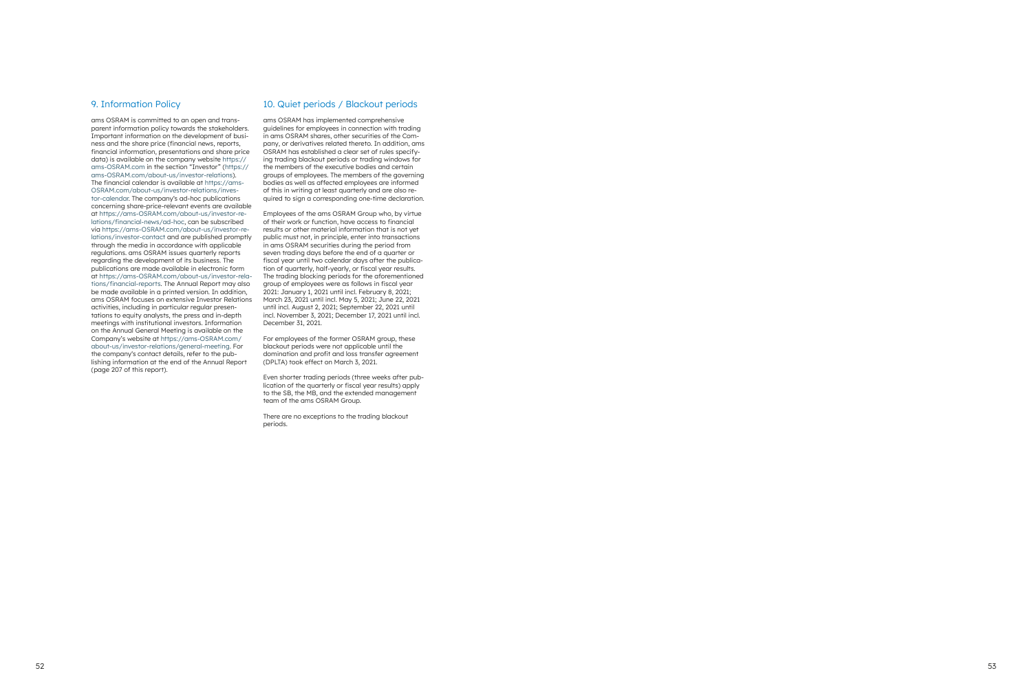## 9. Information Policy

ams OSRAM is committed to an open and transparent information policy towards the stakeholders. Important information on the development of business and the share price (financial news, reports, financial information, presentations and share price data) is available on the company website https://ams-OSRAM.com in the section "Investor" (https://ams-OSRAM.com/about-us/investor-relations). The financial calendar is available at https://ams-OSRAM.com/about-us/investor-relations/investor-calendar. The company's ad-hoc publications concerning share-price-relevant events are available at https://ams-OSRAM.com/about-us/investor-relations/financial-news/ad-hoc, can be subscribed via https://ams-OSRAM.com/about-us/investor-relations/investor-contact and are published promptly through the media in accordance with applicable regulations. ams OSRAM issues quarterly reports regarding the development of its business. The publications are made available in electronic form at https://ams-OSRAM.com/about-us/investor-relations/financial-reports. The Annual Report may also be made available in a printed version. In addition, ams OSRAM focuses on extensive Investor Relations activities, including in particular regular presentations to equity analysts, the press and in-depth meetings with institutional investors. Information on the Annual General Meeting is available on the Company's website at https://ams-OSRAM.com/about-us/investor-relations/general-meeting. For the company's contact details, refer to the publishing information at the end of the Annual Report (page 207 of this report).

## 10. Quiet periods / Blackout periods

ams OSRAM has implemented comprehensive guidelines for employees in connection with trading in ams OSRAM shares, other securities of the Company, or derivatives related thereto. In addition, ams OSRAM has established a clear set of rules specifying trading blackout periods or trading windows for the members of the executive bodies and certain groups of employees. The members of the governing bodies as well as affected employees are informed of this in writing at least quarterly and are also required to sign a corresponding one-time declaration.

Employees of the ams OSRAM Group who, by virtue of their work or function, have access to financial results or other material information that is not yet public must not, in principle, enter into transactions in ams OSRAM securities during the period from seven trading days before the end of a quarter or fiscal year until two calendar days after the publication of quarterly, half-yearly, or fiscal year results. The trading blocking periods for the aforementioned group of employees were as follows in fiscal year 2021: January 1, 2021 until incl. February 8, 2021; March 23, 2021 until incl. May 5, 2021; June 22, 2021 until incl. August 2, 2021; September 22, 2021 until incl. November 3, 2021; December 17, 2021 until incl. December 31, 2021.

For employees of the former OSRAM group, these blackout periods were not applicable until the domination and profit and loss transfer agreement (DPLTA) took effect on March 3, 2021.

Even shorter trading periods (three weeks after publication of the quarterly or fiscal year results) apply to the SB, the MB, and the extended management team of the ams OSRAM Group.

There are no exceptions to the trading blackout periods.